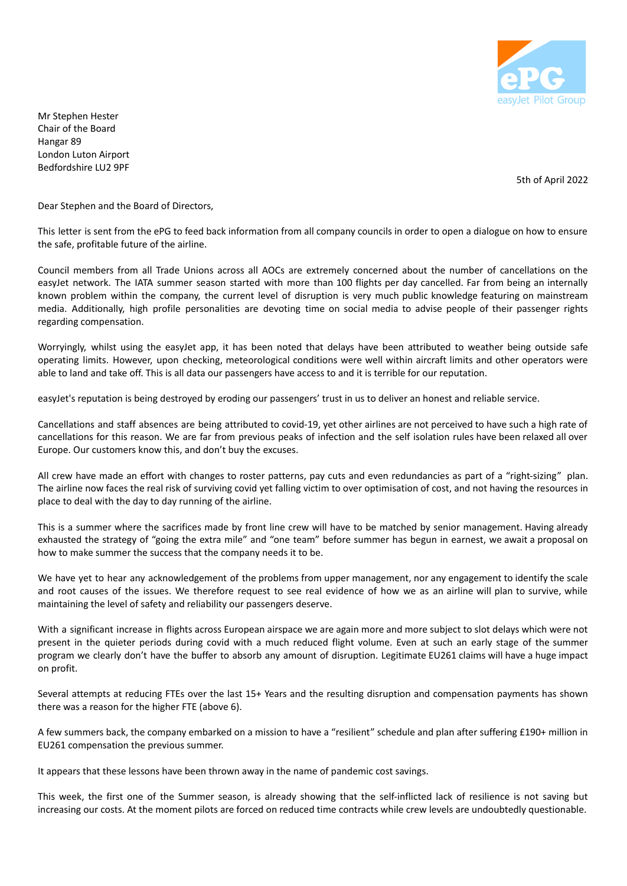ePG
easyJet Pilot Group

Mr Stephen Hester
Chair of the Board
Hangar 89
London Luton Airport
Bedfordshire LU2 9PF

5th of April 2022

Dear Stephen and the Board of Directors,

This letter is sent from the ePG to feed back information from all company councils in order to open a dialogue on how to ensure the safe, profitable future of the airline.

Council members from all Trade Unions across all AOCs are extremely concerned about the number of cancellations on the easyJet network. The IATA summer season started with more than 100 flights per day cancelled. Far from being an internally known problem within the company, the current level of disruption is very much public knowledge featuring on mainstream media. Additionally, high profile personalities are devoting time on social media to advise people of their passenger rights regarding compensation.

Worryingly, whilst using the easyJet app, it has been noted that delays have been attributed to weather being outside safe operating limits. However, upon checking, meteorological conditions were well within aircraft limits and other operators were able to land and take off. This is all data our passengers have access to and it is terrible for our reputation.

easyJet's reputation is being destroyed by eroding our passengers' trust in us to deliver an honest and reliable service.

Cancellations and staff absences are being attributed to covid-19, yet other airlines are not perceived to have such a high rate of cancellations for this reason. We are far from previous peaks of infection and the self isolation rules have been relaxed all over Europe. Our customers know this, and don't buy the excuses.

All crew have made an effort with changes to roster patterns, pay cuts and even redundancies as part of a "right-sizing" plan. The airline now faces the real risk of surviving covid yet falling victim to over optimisation of cost, and not having the resources in place to deal with the day to day running of the airline.

This is a summer where the sacrifices made by front line crew will have to be matched by senior management. Having already exhausted the strategy of "going the extra mile" and "one team" before summer has begun in earnest, we await a proposal on how to make summer the success that the company needs it to be.

We have yet to hear any acknowledgement of the problems from upper management, nor any engagement to identify the scale and root causes of the issues. We therefore request to see real evidence of how we as an airline will plan to survive, while maintaining the level of safety and reliability our passengers deserve.

With a significant increase in flights across European airspace we are again more and more subject to slot delays which were not present in the quieter periods during covid with a much reduced flight volume. Even at such an early stage of the summer program we clearly don't have the buffer to absorb any amount of disruption. Legitimate EU261 claims will have a huge impact on profit.

Several attempts at reducing FTEs over the last 15+ Years and the resulting disruption and compensation payments has shown there was a reason for the higher FTE (above 6).

A few summers back, the company embarked on a mission to have a "resilient" schedule and plan after suffering £190+ million in EU261 compensation the previous summer.

It appears that these lessons have been thrown away in the name of pandemic cost savings.

This week, the first one of the Summer season, is already showing that the self-inflicted lack of resilience is not saving but increasing our costs. At the moment pilots are forced on reduced time contracts while crew levels are undoubtedly questionable.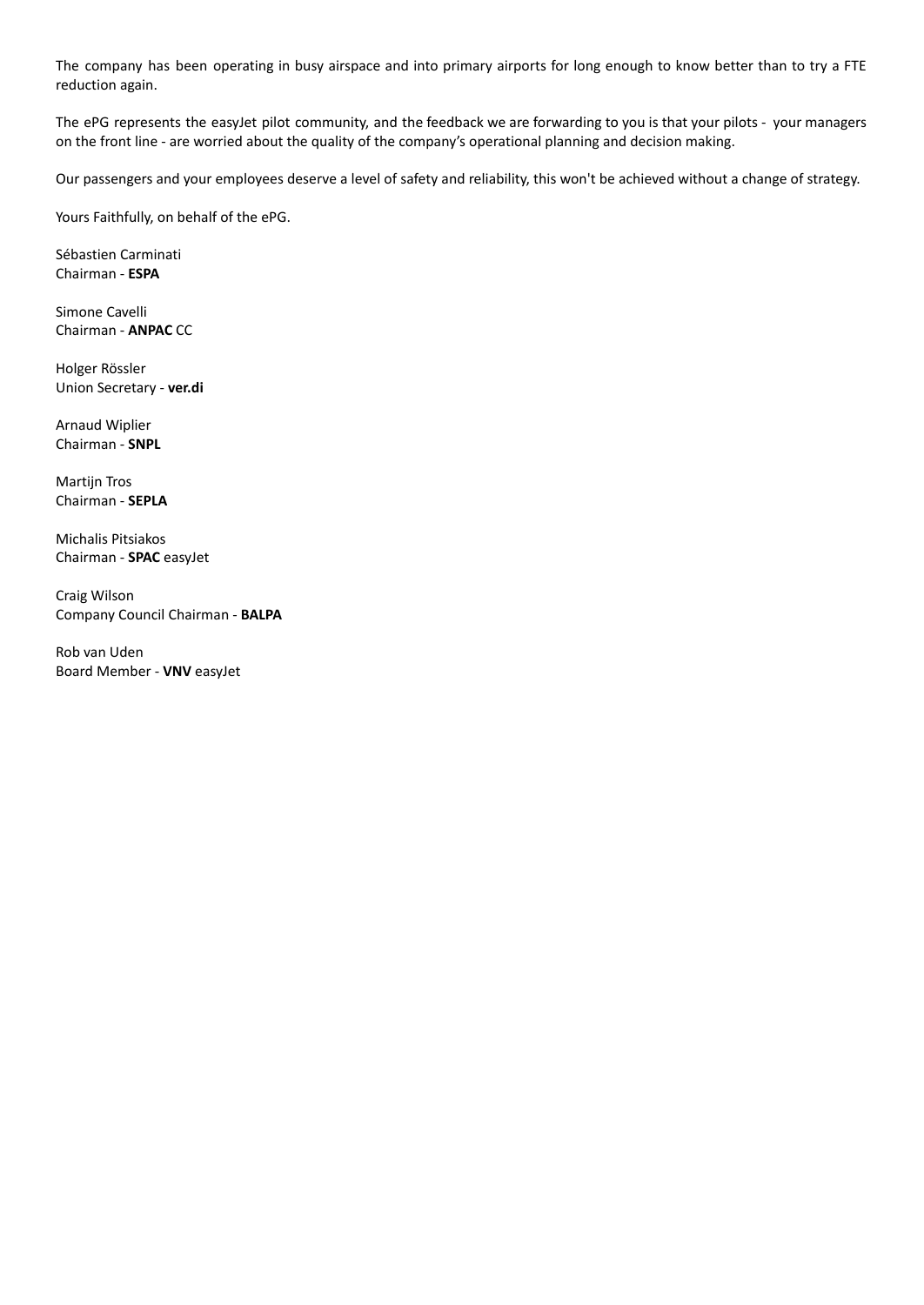The company has been operating in busy airspace and into primary airports for long enough to know better than to try a FTE reduction again.

The ePG represents the easyJet pilot community, and the feedback we are forwarding to you is that your pilots - your managers on the front line - are worried about the quality of the company's operational planning and decision making.

Our passengers and your employees deserve a level of safety and reliability, this won't be achieved without a change of strategy.

Yours Faithfully, on behalf of the ePG.

Sébastien Carminati
Chairman - **ESPA**

Simone Cavelli
Chairman - **ANPAC** CC

Holger Rössler
Union Secretary - **ver.di**

Arnaud Wiplier
Chairman - **SNPL**

Martijn Tros
Chairman - **SEPLA**

Michalis Pitsiakos
Chairman - **SPAC** easyJet

Craig Wilson
Company Council Chairman - **BALPA**

Rob van Uden
Board Member - **VNV** easyJet